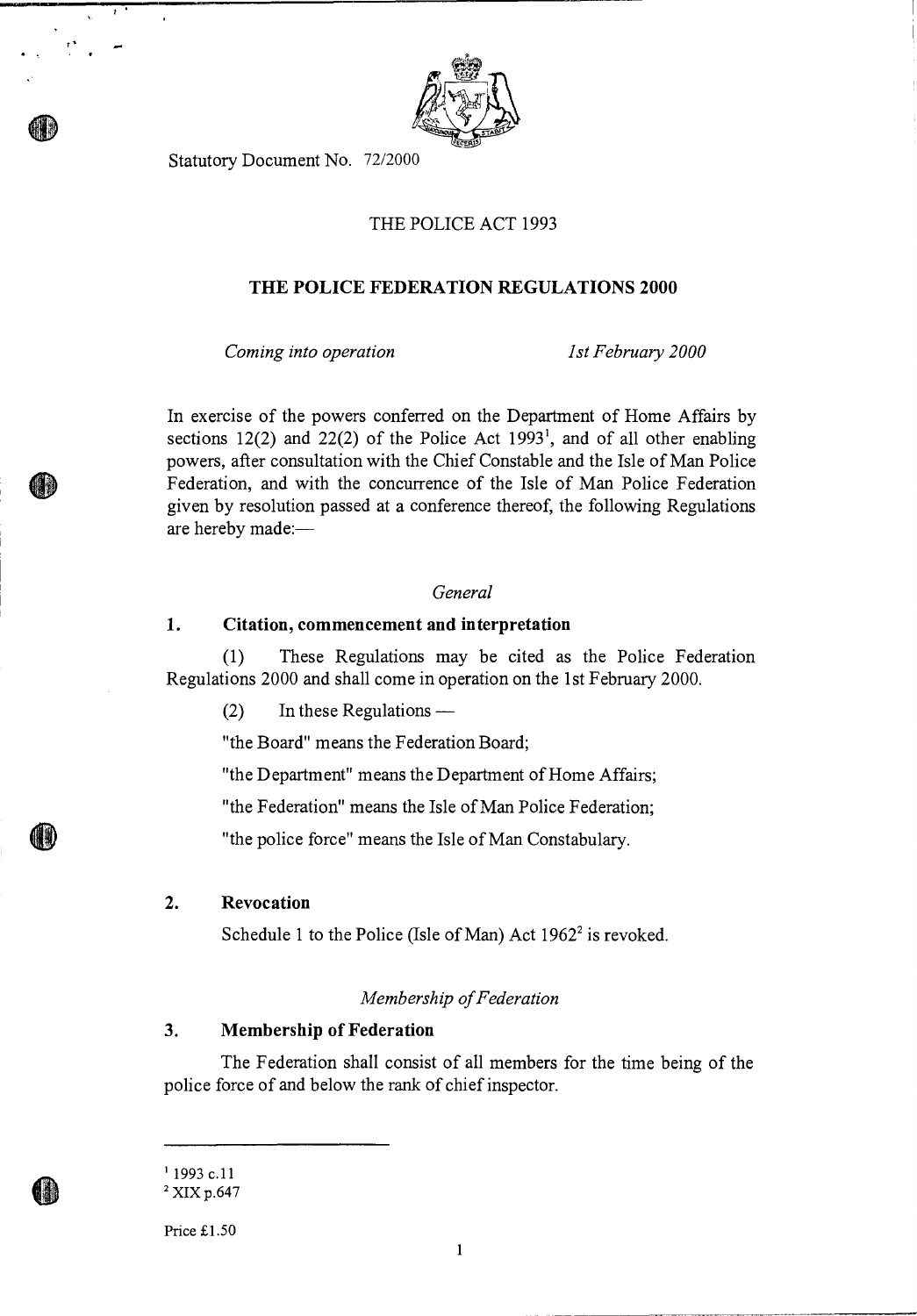Statutory Document No. 72/2000

# THE POLICE ACT 1993

## THE POLICE FEDERATION REGULATIONS 2000

*Coming into operation* *1st February 2000*

In exercise of the powers conferred on the Department of Home Affairs by sections 12(2) and 22(2) of the Police Act 1993[1], and of all other enabling powers, after consultation with the Chief Constable and the Isle of Man Police Federation, and with the concurrence of the Isle of Man Police Federation given by resolution passed at a conference thereof, the following Regulations are hereby made:—

*General*

### 1. Citation, commencement and interpretation

(1) These Regulations may be cited as the Police Federation Regulations 2000 and shall come in operation on the 1st February 2000.

(2) In these Regulations —

"the Board" means the Federation Board;

"the Department" means the Department of Home Affairs;

"the Federation" means the Isle of Man Police Federation;

"the police force" means the Isle of Man Constabulary.

### 2. Revocation

Schedule 1 to the Police (Isle of Man) Act 1962[2] is revoked.

*Membership of Federation*

### 3. Membership of Federation

The Federation shall consist of all members for the time being of the police force of and below the rank of chief inspector.

---

[1] 1993 c.11

[2] XIX p.647

Price £1.50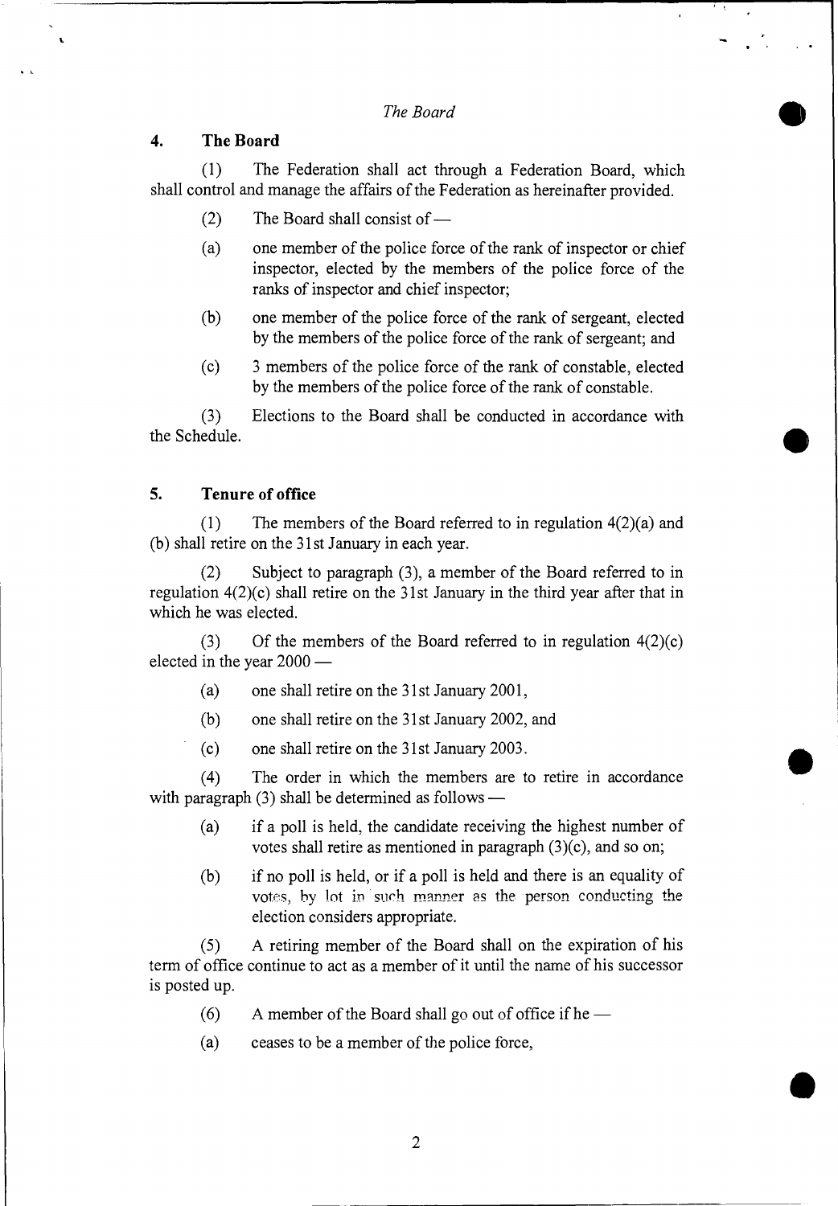*The Board*

## 4. The Board

(1) The Federation shall act through a Federation Board, which shall control and manage the affairs of the Federation as hereinafter provided.

(2) The Board shall consist of —

(a) one member of the police force of the rank of inspector or chief inspector, elected by the members of the police force of the ranks of inspector and chief inspector;

(b) one member of the police force of the rank of sergeant, elected by the members of the police force of the rank of sergeant; and

(c) 3 members of the police force of the rank of constable, elected by the members of the police force of the rank of constable.

(3) Elections to the Board shall be conducted in accordance with the Schedule.

## 5. Tenure of office

(1) The members of the Board referred to in regulation 4(2)(a) and (b) shall retire on the 31st January in each year.

(2) Subject to paragraph (3), a member of the Board referred to in regulation 4(2)(c) shall retire on the 31st January in the third year after that in which he was elected.

(3) Of the members of the Board referred to in regulation 4(2)(c) elected in the year 2000 —

(a) one shall retire on the 31st January 2001,

(b) one shall retire on the 31st January 2002, and

(c) one shall retire on the 31st January 2003.

(4) The order in which the members are to retire in accordance with paragraph (3) shall be determined as follows —

(a) if a poll is held, the candidate receiving the highest number of votes shall retire as mentioned in paragraph (3)(c), and so on;

(b) if no poll is held, or if a poll is held and there is an equality of votes, by lot in such manner as the person conducting the election considers appropriate.

(5) A retiring member of the Board shall on the expiration of his term of office continue to act as a member of it until the name of his successor is posted up.

(6) A member of the Board shall go out of office if he —

(a) ceases to be a member of the police force,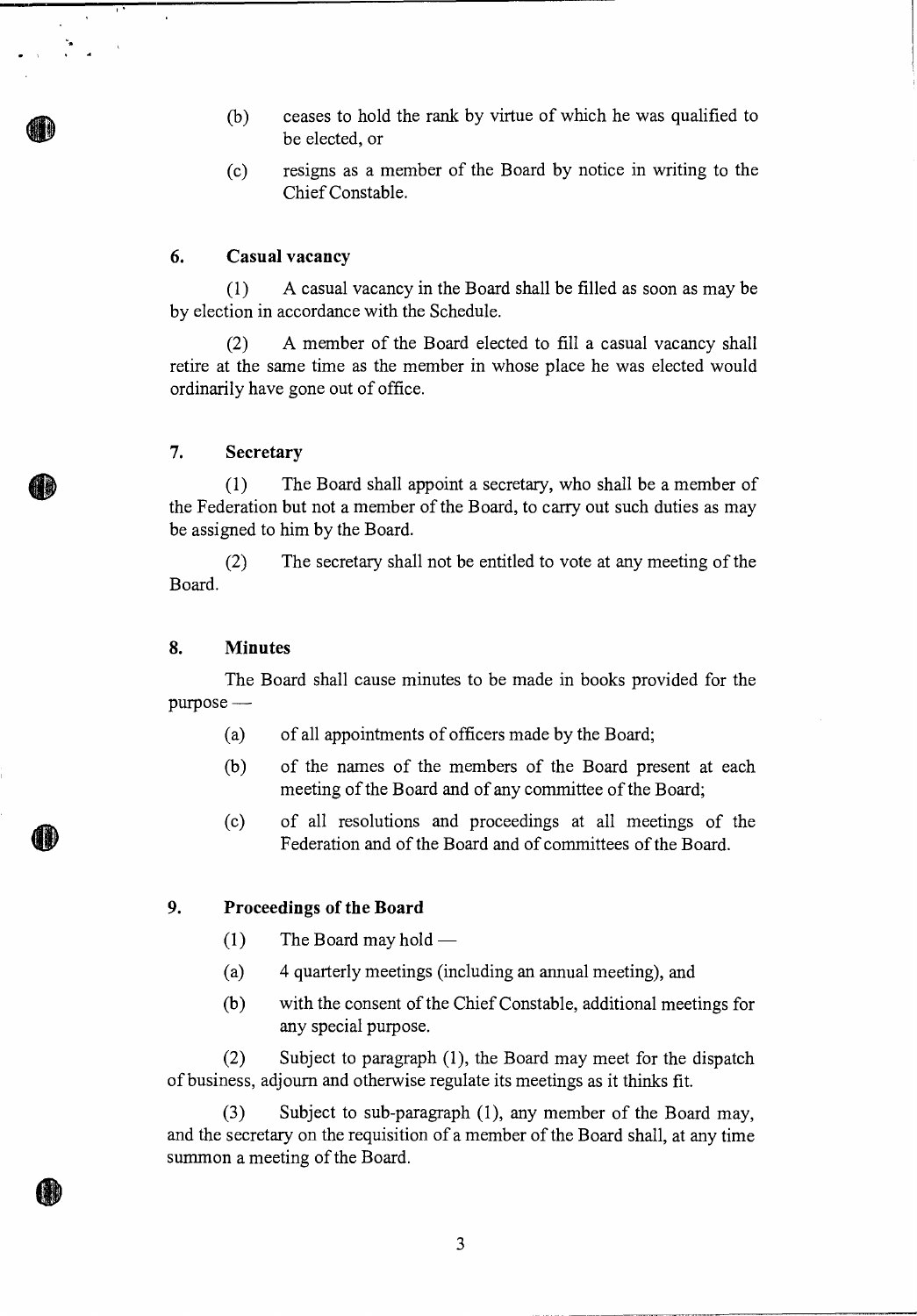(b) ceases to hold the rank by virtue of which he was qualified to be elected, or

(c) resigns as a member of the Board by notice in writing to the Chief Constable.

### 6. Casual vacancy

(1) A casual vacancy in the Board shall be filled as soon as may be by election in accordance with the Schedule.

(2) A member of the Board elected to fill a casual vacancy shall retire at the same time as the member in whose place he was elected would ordinarily have gone out of office.

### 7. Secretary

(1) The Board shall appoint a secretary, who shall be a member of the Federation but not a member of the Board, to carry out such duties as may be assigned to him by the Board.

(2) The secretary shall not be entitled to vote at any meeting of the Board.

### 8. Minutes

The Board shall cause minutes to be made in books provided for the purpose —

(a) of all appointments of officers made by the Board;

(b) of the names of the members of the Board present at each meeting of the Board and of any committee of the Board;

(c) of all resolutions and proceedings at all meetings of the Federation and of the Board and of committees of the Board.

### 9. Proceedings of the Board

(1) The Board may hold —

(a) 4 quarterly meetings (including an annual meeting), and

(b) with the consent of the Chief Constable, additional meetings for any special purpose.

(2) Subject to paragraph (1), the Board may meet for the dispatch of business, adjourn and otherwise regulate its meetings as it thinks fit.

(3) Subject to sub-paragraph (1), any member of the Board may, and the secretary on the requisition of a member of the Board shall, at any time summon a meeting of the Board.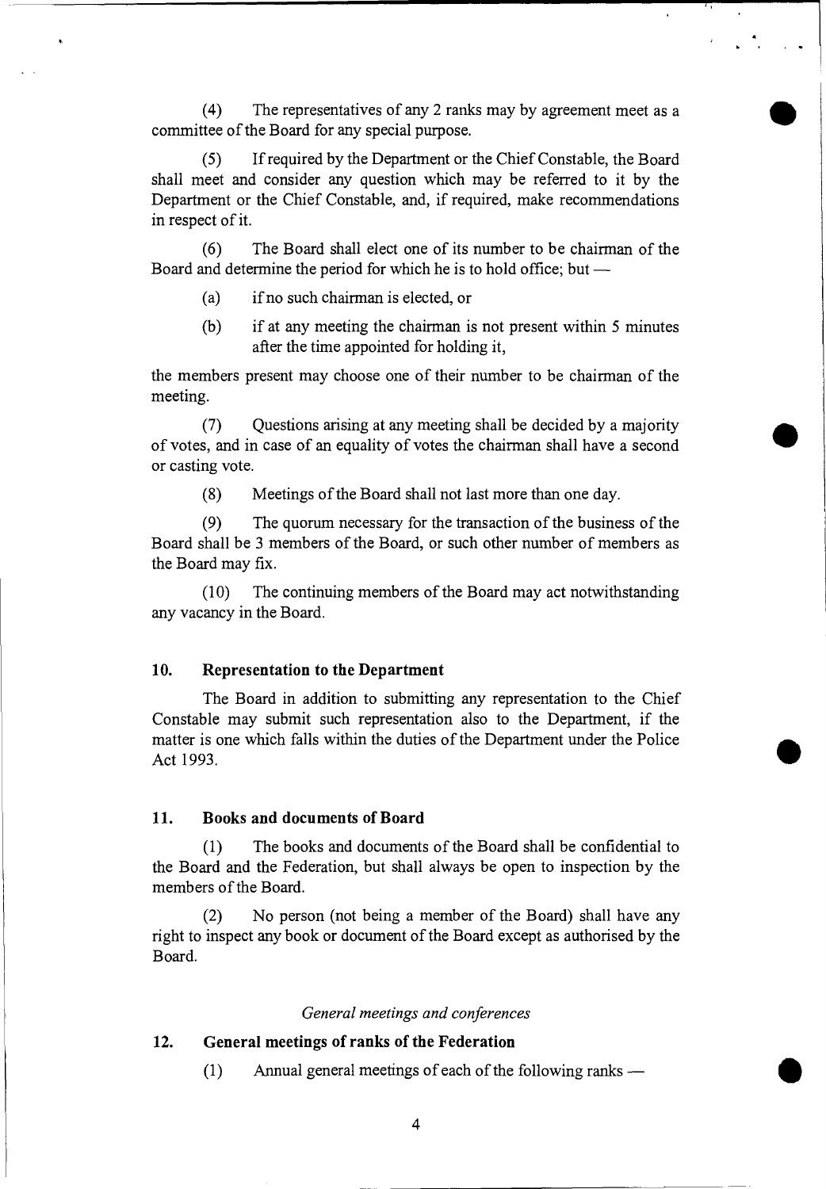(4) The representatives of any 2 ranks may by agreement meet as a committee of the Board for any special purpose.

(5) If required by the Department or the Chief Constable, the Board shall meet and consider any question which may be referred to it by the Department or the Chief Constable, and, if required, make recommendations in respect of it.

(6) The Board shall elect one of its number to be chairman of the Board and determine the period for which he is to hold office; but —

(a) if no such chairman is elected, or

(b) if at any meeting the chairman is not present within 5 minutes after the time appointed for holding it,

the members present may choose one of their number to be chairman of the meeting.

(7) Questions arising at any meeting shall be decided by a majority of votes, and in case of an equality of votes the chairman shall have a second or casting vote.

(8) Meetings of the Board shall not last more than one day.

(9) The quorum necessary for the transaction of the business of the Board shall be 3 members of the Board, or such other number of members as the Board may fix.

(10) The continuing members of the Board may act notwithstanding any vacancy in the Board.

## 10. Representation to the Department

The Board in addition to submitting any representation to the Chief Constable may submit such representation also to the Department, if the matter is one which falls within the duties of the Department under the Police Act 1993.

## 11. Books and documents of Board

(1) The books and documents of the Board shall be confidential to the Board and the Federation, but shall always be open to inspection by the members of the Board.

(2) No person (not being a member of the Board) shall have any right to inspect any book or document of the Board except as authorised by the Board.

*General meetings and conferences*

## 12. General meetings of ranks of the Federation

(1) Annual general meetings of each of the following ranks —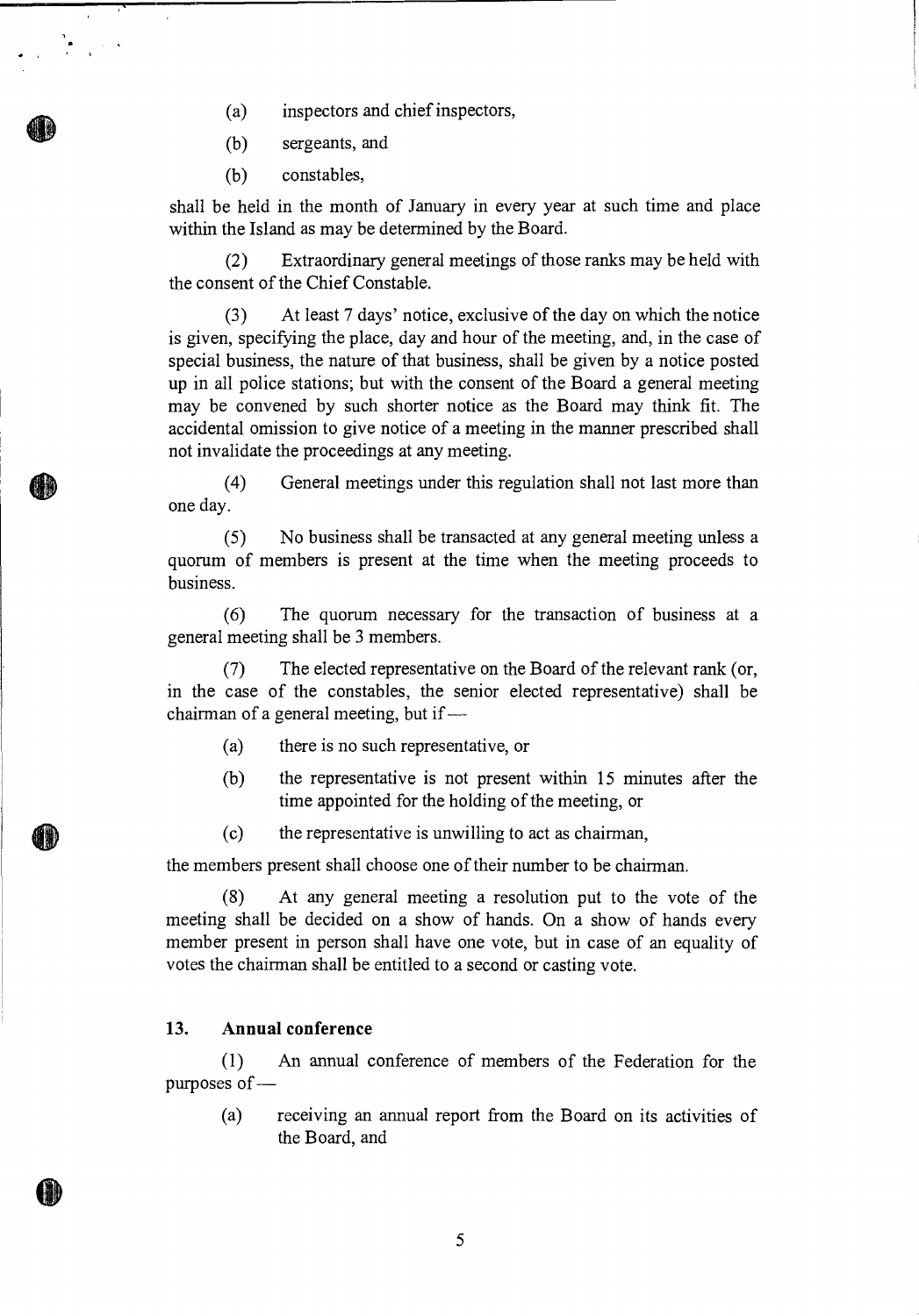(a) inspectors and chief inspectors,

(b) sergeants, and

(b) constables,

shall be held in the month of January in every year at such time and place within the Island as may be determined by the Board.

(2) Extraordinary general meetings of those ranks may be held with the consent of the Chief Constable.

(3) At least 7 days' notice, exclusive of the day on which the notice is given, specifying the place, day and hour of the meeting, and, in the case of special business, the nature of that business, shall be given by a notice posted up in all police stations; but with the consent of the Board a general meeting may be convened by such shorter notice as the Board may think fit. The accidental omission to give notice of a meeting in the manner prescribed shall not invalidate the proceedings at any meeting.

(4) General meetings under this regulation shall not last more than one day.

(5) No business shall be transacted at any general meeting unless a quorum of members is present at the time when the meeting proceeds to business.

(6) The quorum necessary for the transaction of business at a general meeting shall be 3 members.

(7) The elected representative on the Board of the relevant rank (or, in the case of the constables, the senior elected representative) shall be chairman of a general meeting, but if—

(a) there is no such representative, or

(b) the representative is not present within 15 minutes after the time appointed for the holding of the meeting, or

(c) the representative is unwilling to act as chairman,

the members present shall choose one of their number to be chairman.

(8) At any general meeting a resolution put to the vote of the meeting shall be decided on a show of hands. On a show of hands every member present in person shall have one vote, but in case of an equality of votes the chairman shall be entitled to a second or casting vote.

### 13. Annual conference

(1) An annual conference of members of the Federation for the purposes of—

(a) receiving an annual report from the Board on its activities of the Board, and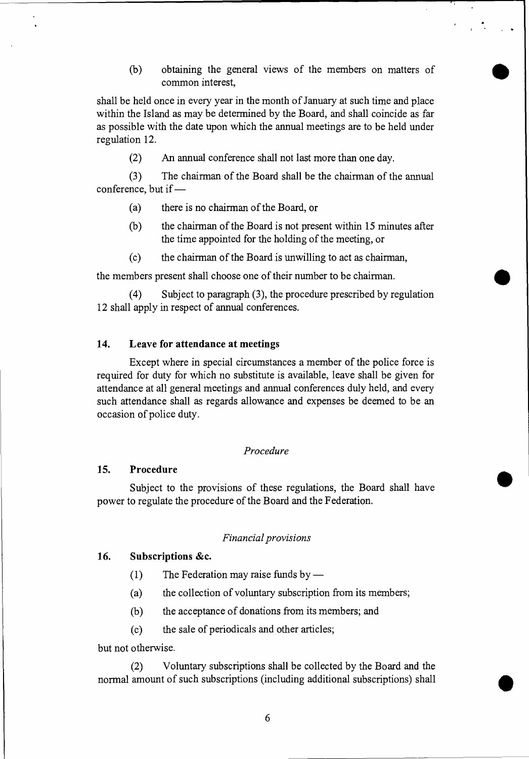(b) obtaining the general views of the members on matters of common interest,

shall be held once in every year in the month of January at such time and place within the Island as may be determined by the Board, and shall coincide as far as possible with the date upon which the annual meetings are to be held under regulation 12.

(2) An annual conference shall not last more than one day.

(3) The chairman of the Board shall be the chairman of the annual conference, but if —

(a) there is no chairman of the Board, or

(b) the chairman of the Board is not present within 15 minutes after the time appointed for the holding of the meeting, or

(c) the chairman of the Board is unwilling to act as chairman,

the members present shall choose one of their number to be chairman.

(4) Subject to paragraph (3), the procedure prescribed by regulation 12 shall apply in respect of annual conferences.

### 14. Leave for attendance at meetings

Except where in special circumstances a member of the police force is required for duty for which no substitute is available, leave shall be given for attendance at all general meetings and annual conferences duly held, and every such attendance shall as regards allowance and expenses be deemed to be an occasion of police duty.

*Procedure*

### 15. Procedure

Subject to the provisions of these regulations, the Board shall have power to regulate the procedure of the Board and the Federation.

*Financial provisions*

### 16. Subscriptions &c.

(1) The Federation may raise funds by —

(a) the collection of voluntary subscription from its members;

(b) the acceptance of donations from its members; and

(c) the sale of periodicals and other articles;

but not otherwise.

(2) Voluntary subscriptions shall be collected by the Board and the normal amount of such subscriptions (including additional subscriptions) shall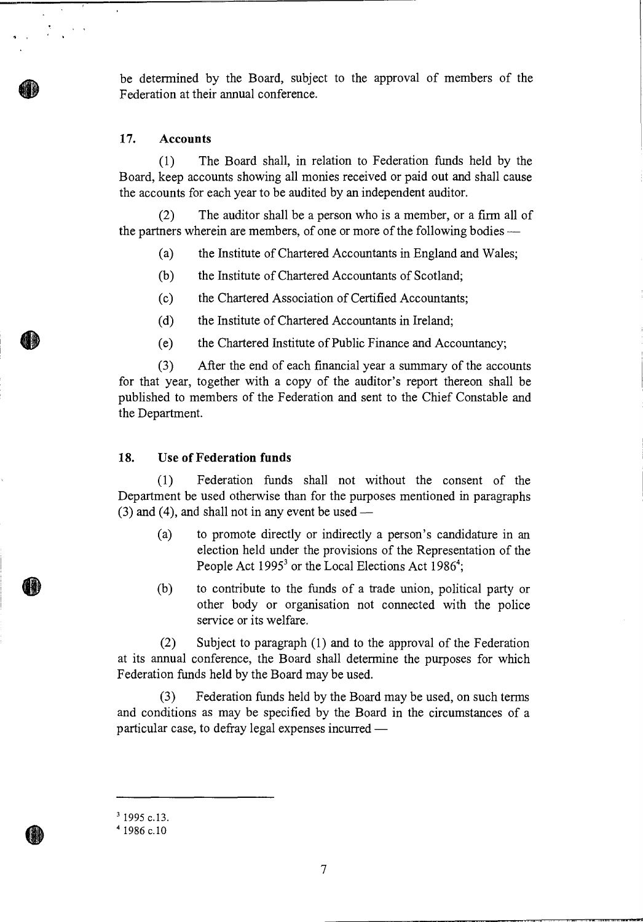be determined by the Board, subject to the approval of members of the Federation at their annual conference.

## 17. Accounts

(1) The Board shall, in relation to Federation funds held by the Board, keep accounts showing all monies received or paid out and shall cause the accounts for each year to be audited by an independent auditor.

(2) The auditor shall be a person who is a member, or a firm all of the partners wherein are members, of one or more of the following bodies —

(a) the Institute of Chartered Accountants in England and Wales;

(b) the Institute of Chartered Accountants of Scotland;

(c) the Chartered Association of Certified Accountants;

(d) the Institute of Chartered Accountants in Ireland;

(e) the Chartered Institute of Public Finance and Accountancy;

(3) After the end of each financial year a summary of the accounts for that year, together with a copy of the auditor's report thereon shall be published to members of the Federation and sent to the Chief Constable and the Department.

## 18. Use of Federation funds

(1) Federation funds shall not without the consent of the Department be used otherwise than for the purposes mentioned in paragraphs (3) and (4), and shall not in any event be used —

(a) to promote directly or indirectly a person's candidature in an election held under the provisions of the Representation of the People Act 1995[3] or the Local Elections Act 1986[4];

(b) to contribute to the funds of a trade union, political party or other body or organisation not connected with the police service or its welfare.

(2) Subject to paragraph (1) and to the approval of the Federation at its annual conference, the Board shall determine the purposes for which Federation funds held by the Board may be used.

(3) Federation funds held by the Board may be used, on such terms and conditions as may be specified by the Board in the circumstances of a particular case, to defray legal expenses incurred —

---

[3] 1995 c.13.

[4] 1986 c.10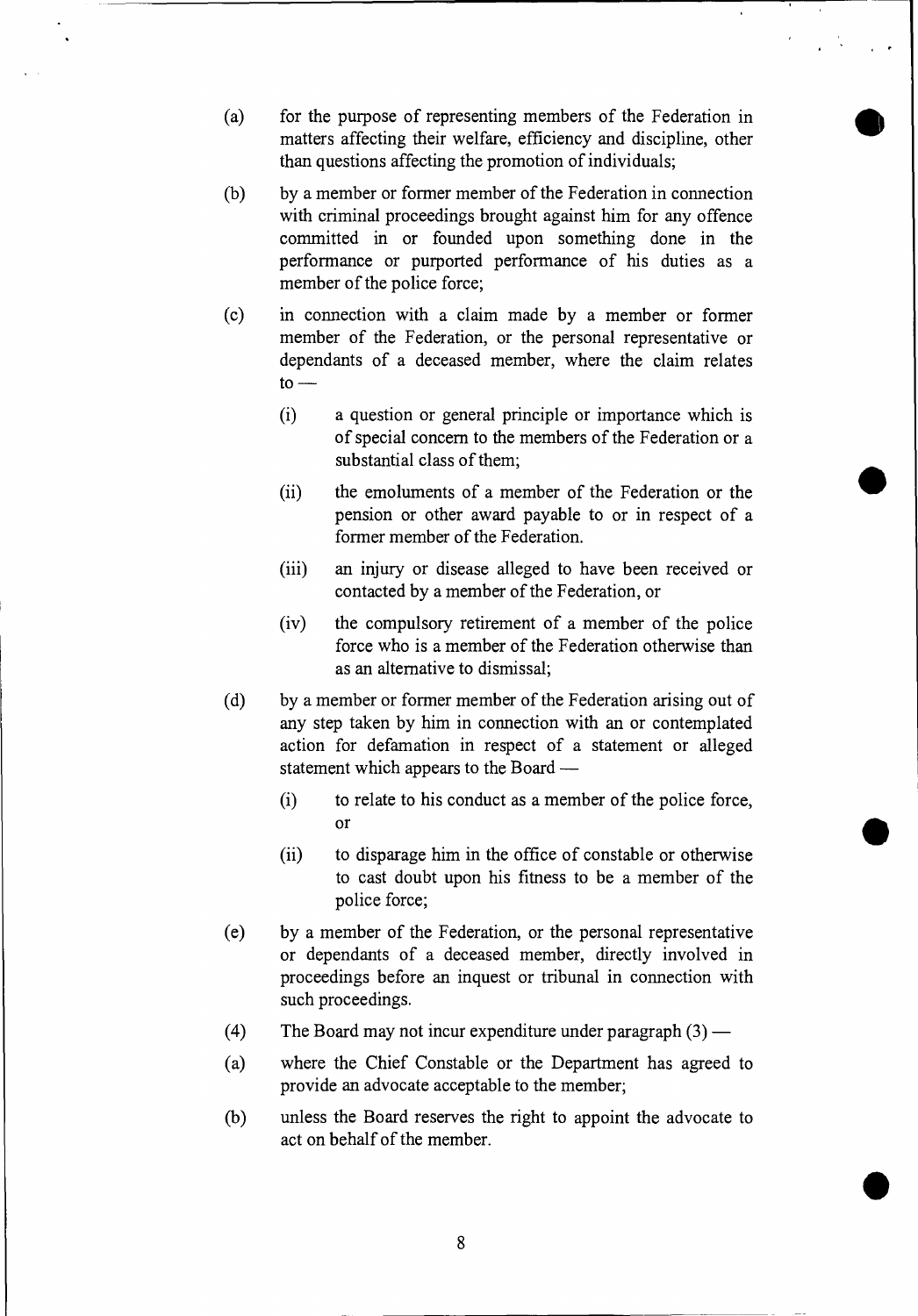(a) for the purpose of representing members of the Federation in matters affecting their welfare, efficiency and discipline, other than questions affecting the promotion of individuals;

(b) by a member or former member of the Federation in connection with criminal proceedings brought against him for any offence committed in or founded upon something done in the performance or purported performance of his duties as a member of the police force;

(c) in connection with a claim made by a member or former member of the Federation, or the personal representative or dependants of a deceased member, where the claim relates to —

  (i) a question or general principle or importance which is of special concern to the members of the Federation or a substantial class of them;

  (ii) the emoluments of a member of the Federation or the pension or other award payable to or in respect of a former member of the Federation.

  (iii) an injury or disease alleged to have been received or contacted by a member of the Federation, or

  (iv) the compulsory retirement of a member of the police force who is a member of the Federation otherwise than as an alternative to dismissal;

(d) by a member or former member of the Federation arising out of any step taken by him in connection with an or contemplated action for defamation in respect of a statement or alleged statement which appears to the Board —

  (i) to relate to his conduct as a member of the police force, or

  (ii) to disparage him in the office of constable or otherwise to cast doubt upon his fitness to be a member of the police force;

(e) by a member of the Federation, or the personal representative or dependants of a deceased member, directly involved in proceedings before an inquest or tribunal in connection with such proceedings.

(4) The Board may not incur expenditure under paragraph (3) —

(a) where the Chief Constable or the Department has agreed to provide an advocate acceptable to the member;

(b) unless the Board reserves the right to appoint the advocate to act on behalf of the member.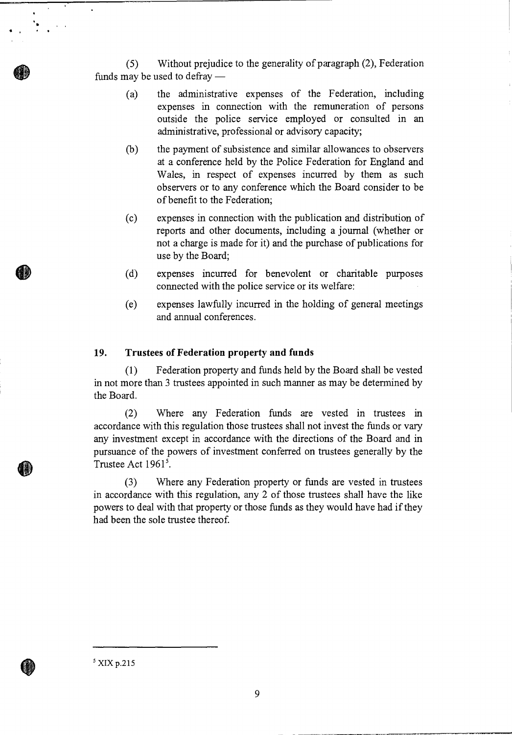(5) Without prejudice to the generality of paragraph (2), Federation funds may be used to defray —

(a) the administrative expenses of the Federation, including expenses in connection with the remuneration of persons outside the police service employed or consulted in an administrative, professional or advisory capacity;

(b) the payment of subsistence and similar allowances to observers at a conference held by the Police Federation for England and Wales, in respect of expenses incurred by them as such observers or to any conference which the Board consider to be of benefit to the Federation;

(c) expenses in connection with the publication and distribution of reports and other documents, including a journal (whether or not a charge is made for it) and the purchase of publications for use by the Board;

(d) expenses incurred for benevolent or charitable purposes connected with the police service or its welfare:

(e) expenses lawfully incurred in the holding of general meetings and annual conferences.

### 19. Trustees of Federation property and funds

(1) Federation property and funds held by the Board shall be vested in not more than 3 trustees appointed in such manner as may be determined by the Board.

(2) Where any Federation funds are vested in trustees in accordance with this regulation those trustees shall not invest the funds or vary any investment except in accordance with the directions of the Board and in pursuance of the powers of investment conferred on trustees generally by the Trustee Act 1961[5].

(3) Where any Federation property or funds are vested in trustees in accordance with this regulation, any 2 of those trustees shall have the like powers to deal with that property or those funds as they would have had if they had been the sole trustee thereof.

---

[5] XIX p.215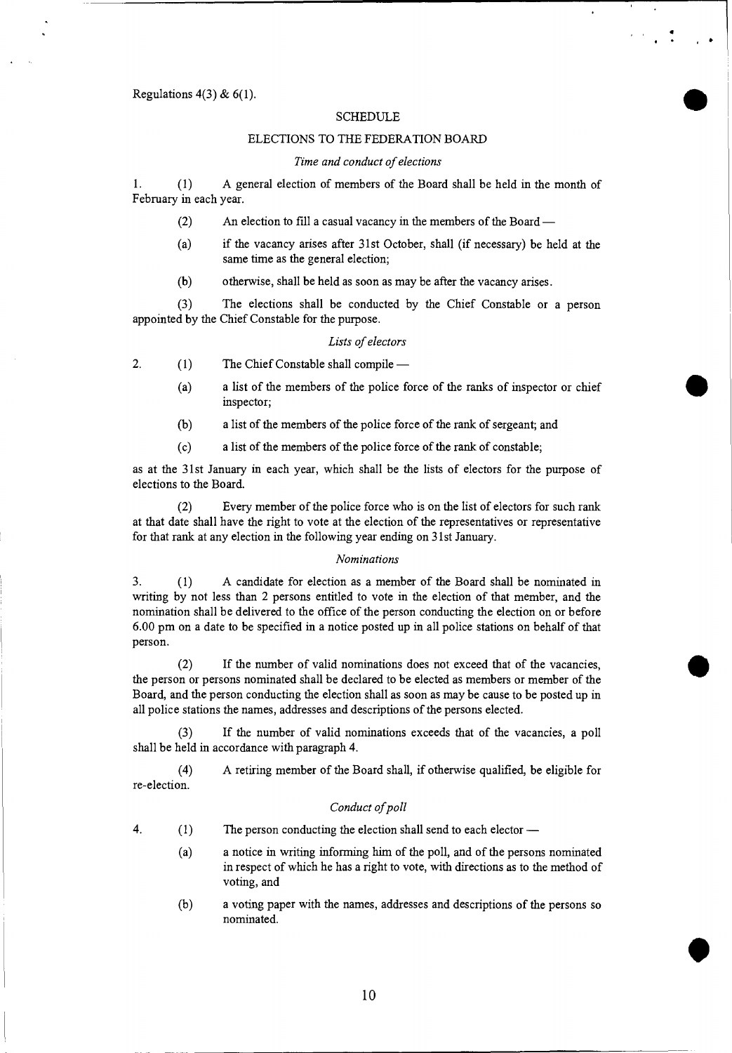Regulations 4(3) & 6(1).

## SCHEDULE

## ELECTIONS TO THE FEDERATION BOARD

*Time and conduct of elections*

1. (1) A general election of members of the Board shall be held in the month of February in each year.

(2) An election to fill a casual vacancy in the members of the Board —

(a) if the vacancy arises after 31st October, shall (if necessary) be held at the same time as the general election;

(b) otherwise, shall be held as soon as may be after the vacancy arises.

(3) The elections shall be conducted by the Chief Constable or a person appointed by the Chief Constable for the purpose.

*Lists of electors*

2. (1) The Chief Constable shall compile —

(a) a list of the members of the police force of the ranks of inspector or chief inspector;

(b) a list of the members of the police force of the rank of sergeant; and

(c) a list of the members of the police force of the rank of constable;

as at the 31st January in each year, which shall be the lists of electors for the purpose of elections to the Board.

(2) Every member of the police force who is on the list of electors for such rank at that date shall have the right to vote at the election of the representatives or representative for that rank at any election in the following year ending on 31st January.

*Nominations*

3. (1) A candidate for election as a member of the Board shall be nominated in writing by not less than 2 persons entitled to vote in the election of that member, and the nomination shall be delivered to the office of the person conducting the election on or before 6.00 pm on a date to be specified in a notice posted up in all police stations on behalf of that person.

(2) If the number of valid nominations does not exceed that of the vacancies, the person or persons nominated shall be declared to be elected as members or member of the Board, and the person conducting the election shall as soon as may be cause to be posted up in all police stations the names, addresses and descriptions of the persons elected.

(3) If the number of valid nominations exceeds that of the vacancies, a poll shall be held in accordance with paragraph 4.

(4) A retiring member of the Board shall, if otherwise qualified, be eligible for re-election.

*Conduct of poll*

4. (1) The person conducting the election shall send to each elector —

(a) a notice in writing informing him of the poll, and of the persons nominated in respect of which he has a right to vote, with directions as to the method of voting, and

(b) a voting paper with the names, addresses and descriptions of the persons so nominated.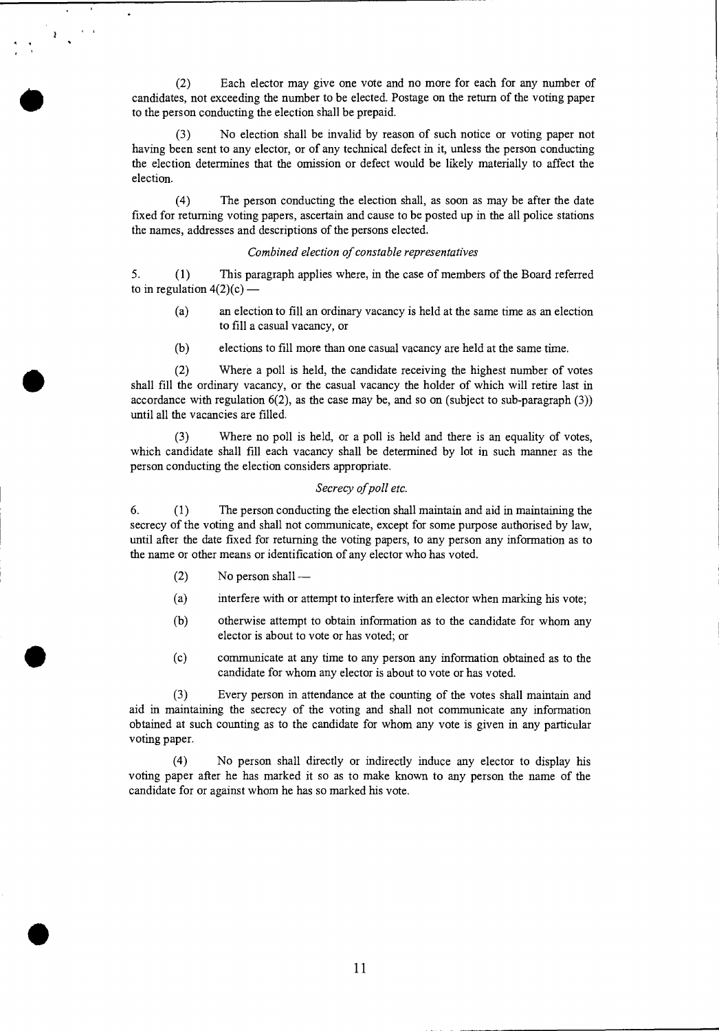(2) Each elector may give one vote and no more for each for any number of candidates, not exceeding the number to be elected. Postage on the return of the voting paper to the person conducting the election shall be prepaid.

(3) No election shall be invalid by reason of such notice or voting paper not having been sent to any elector, or of any technical defect in it, unless the person conducting the election determines that the omission or defect would be likely materially to affect the election.

(4) The person conducting the election shall, as soon as may be after the date fixed for returning voting papers, ascertain and cause to be posted up in the all police stations the names, addresses and descriptions of the persons elected.

*Combined election of constable representatives*

5. (1) This paragraph applies where, in the case of members of the Board referred to in regulation 4(2)(c) —

(a) an election to fill an ordinary vacancy is held at the same time as an election to fill a casual vacancy, or

(b) elections to fill more than one casual vacancy are held at the same time.

(2) Where a poll is held, the candidate receiving the highest number of votes shall fill the ordinary vacancy, or the casual vacancy the holder of which will retire last in accordance with regulation 6(2), as the case may be, and so on (subject to sub-paragraph (3)) until all the vacancies are filled.

(3) Where no poll is held, or a poll is held and there is an equality of votes, which candidate shall fill each vacancy shall be determined by lot in such manner as the person conducting the election considers appropriate.

*Secrecy of poll etc.*

6. (1) The person conducting the election shall maintain and aid in maintaining the secrecy of the voting and shall not communicate, except for some purpose authorised by law, until after the date fixed for returning the voting papers, to any person any information as to the name or other means or identification of any elector who has voted.

(2) No person shall —

(a) interfere with or attempt to interfere with an elector when marking his vote;

(b) otherwise attempt to obtain information as to the candidate for whom any elector is about to vote or has voted; or

(c) communicate at any time to any person any information obtained as to the candidate for whom any elector is about to vote or has voted.

(3) Every person in attendance at the counting of the votes shall maintain and aid in maintaining the secrecy of the voting and shall not communicate any information obtained at such counting as to the candidate for whom any vote is given in any particular voting paper.

(4) No person shall directly or indirectly induce any elector to display his voting paper after he has marked it so as to make known to any person the name of the candidate for or against whom he has so marked his vote.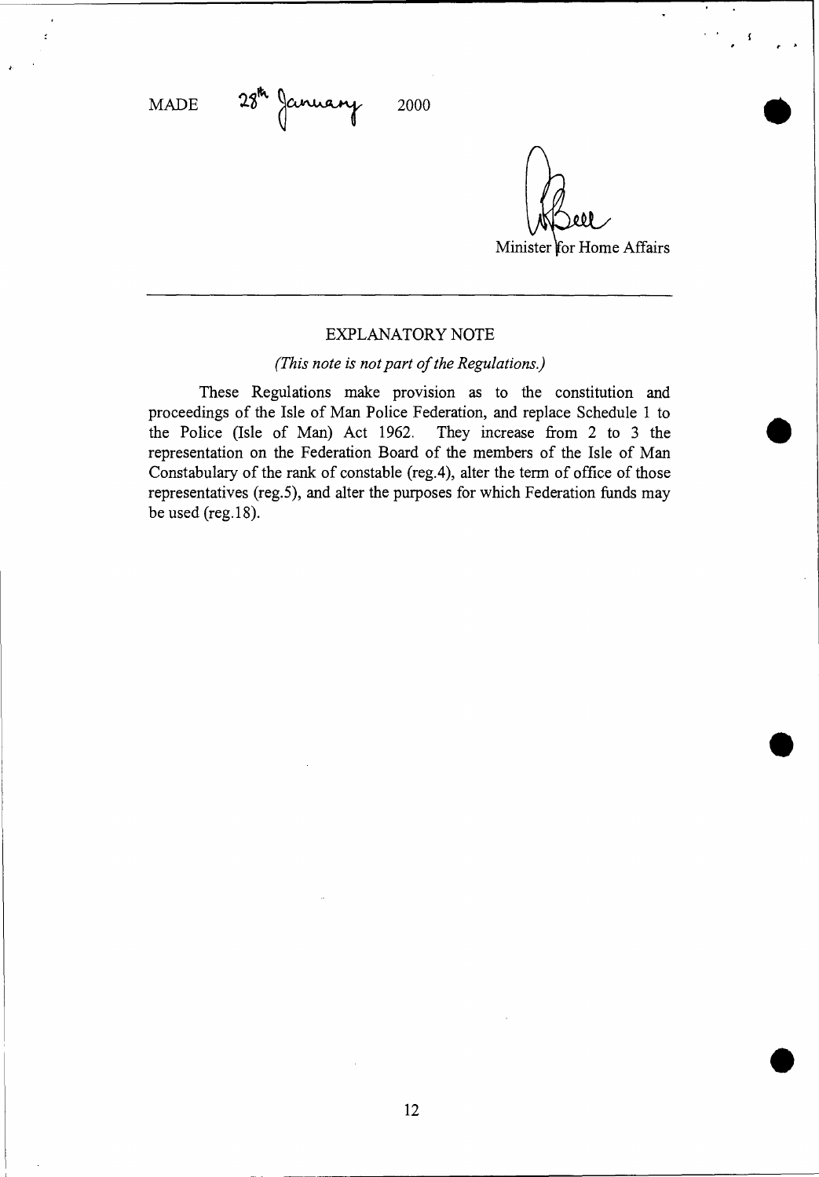MADE 28th January 2000

Minister for Home Affairs

---

## EXPLANATORY NOTE

*(This note is not part of the Regulations.)*

These Regulations make provision as to the constitution and proceedings of the Isle of Man Police Federation, and replace Schedule 1 to the Police (Isle of Man) Act 1962. They increase from 2 to 3 the representation on the Federation Board of the members of the Isle of Man Constabulary of the rank of constable (reg.4), alter the term of office of those representatives (reg.5), and alter the purposes for which Federation funds may be used (reg.18).